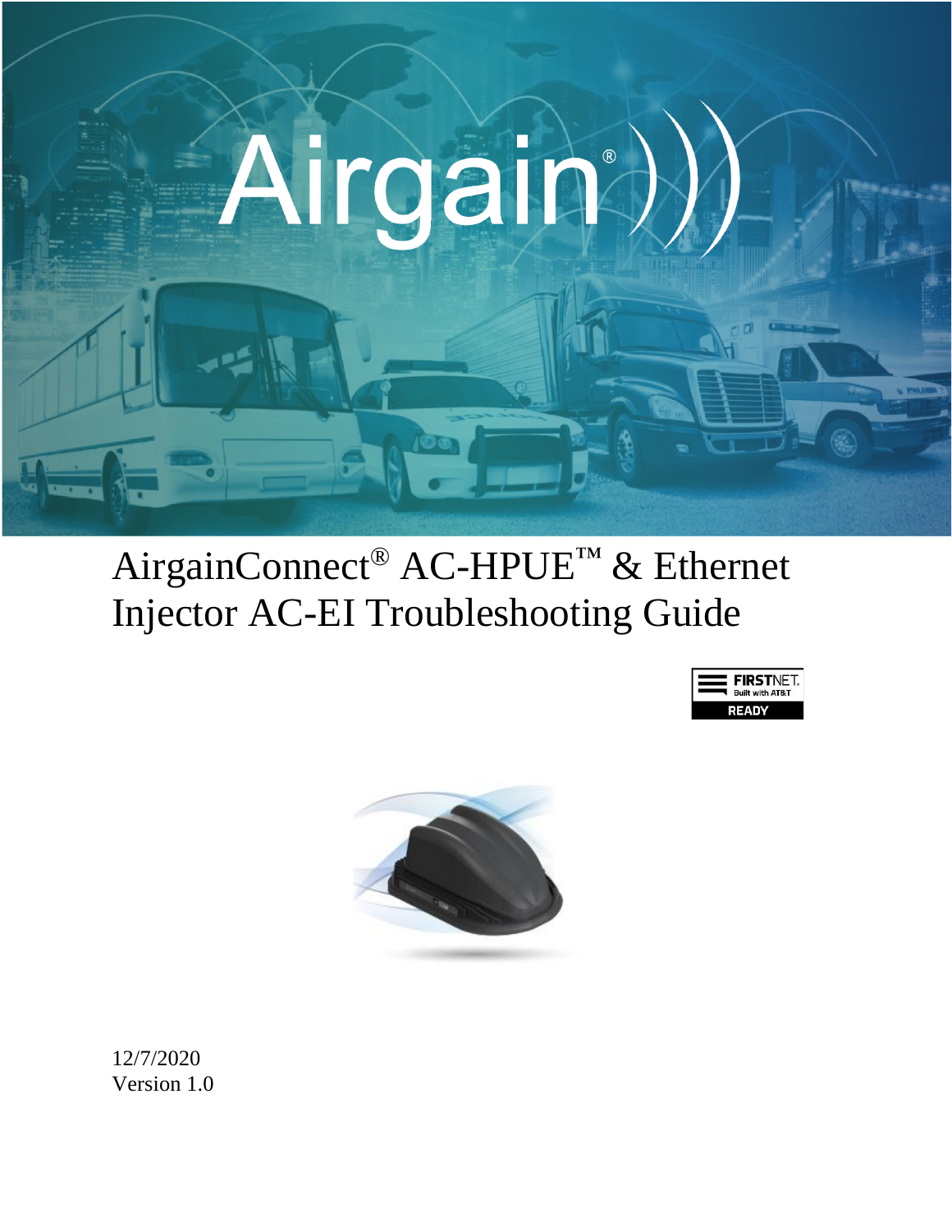# AirgainConnect® AC-HPUE™ & Ethernet Injector AC-EI Troubleshooting Guide

12/7/2020
Version 1.0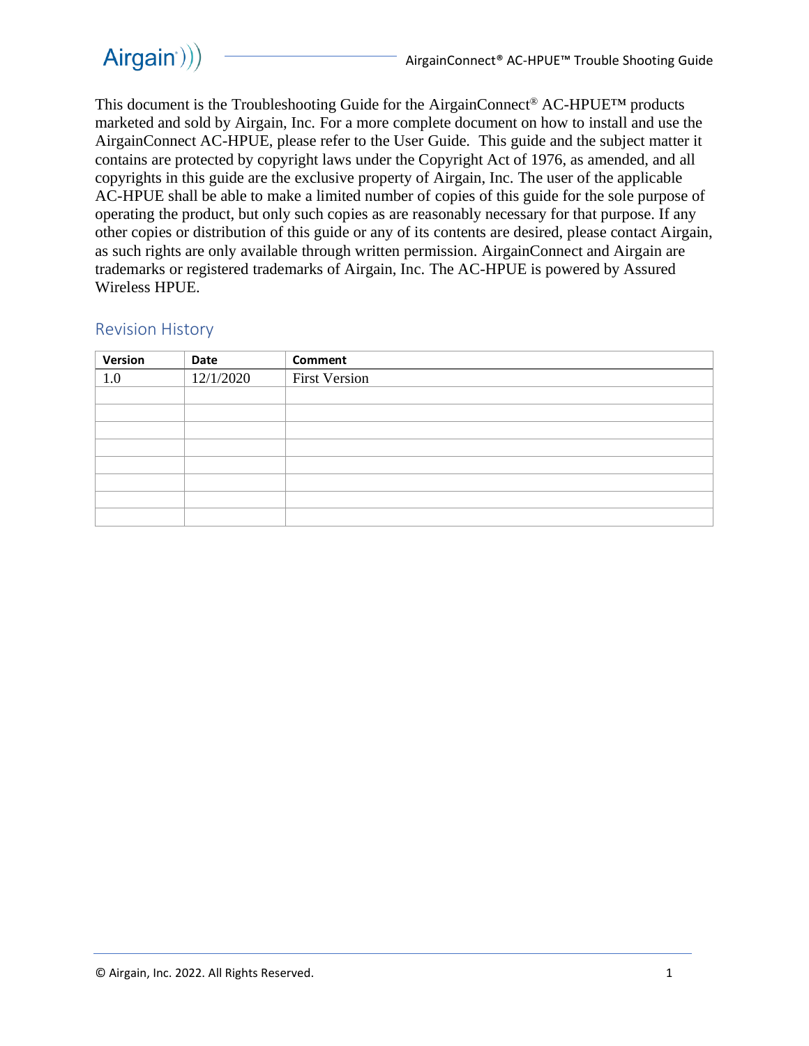This document is the Troubleshooting Guide for the AirgainConnect® AC-HPUE™ products marketed and sold by Airgain, Inc. For a more complete document on how to install and use the AirgainConnect AC-HPUE, please refer to the User Guide. This guide and the subject matter it contains are protected by copyright laws under the Copyright Act of 1976, as amended, and all copyrights in this guide are the exclusive property of Airgain, Inc. The user of the applicable AC-HPUE shall be able to make a limited number of copies of this guide for the sole purpose of operating the product, but only such copies as are reasonably necessary for that purpose. If any other copies or distribution of this guide or any of its contents are desired, please contact Airgain, as such rights are only available through written permission. AirgainConnect and Airgain are trademarks or registered trademarks of Airgain, Inc. The AC-HPUE is powered by Assured Wireless HPUE.

## Revision History

| Version | Date | Comment |
|---|---|---|
| 1.0 | 12/1/2020 | First Version |
| | | |
| | | |
| | | |
| | | |
| | | |
| | | |
| | | |
| | | |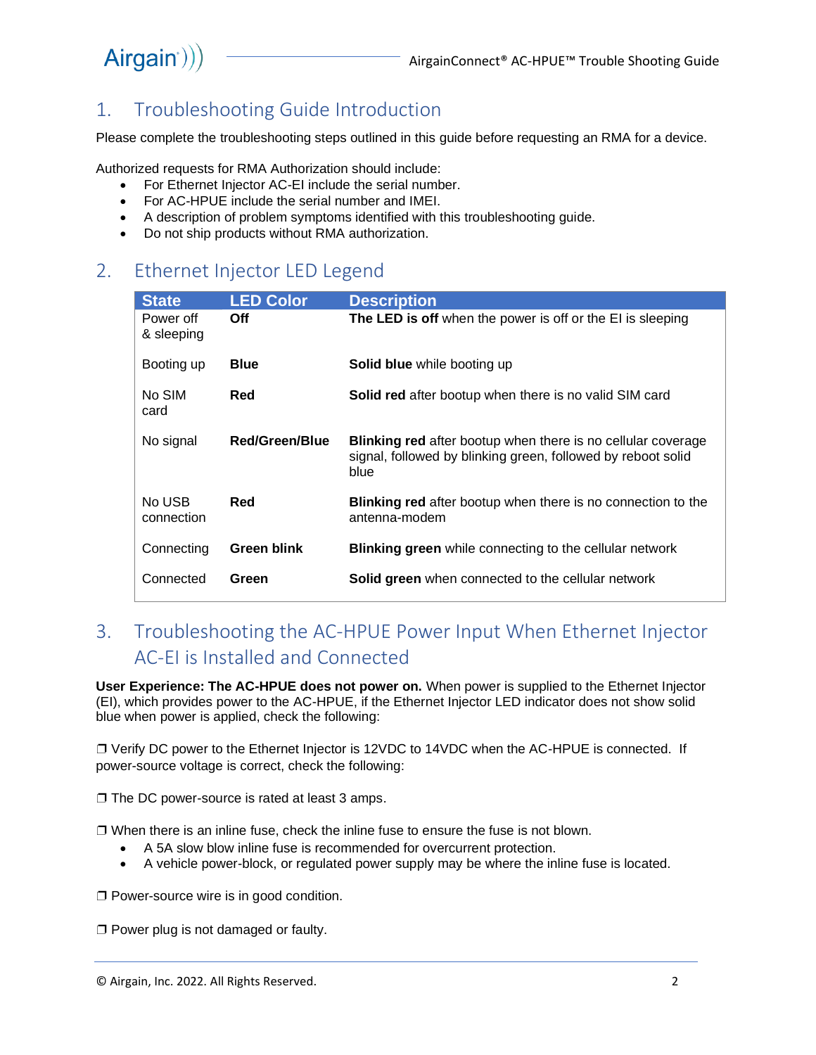# 1. Troubleshooting Guide Introduction

Please complete the troubleshooting steps outlined in this guide before requesting an RMA for a device.

Authorized requests for RMA Authorization should include:

- For Ethernet Injector AC-EI include the serial number.
- For AC-HPUE include the serial number and IMEI.
- A description of problem symptoms identified with this troubleshooting guide.
- Do not ship products without RMA authorization.

# 2. Ethernet Injector LED Legend

| State | LED Color | Description |
|---|---|---|
| Power off & sleeping | **Off** | **The LED is off** when the power is off or the EI is sleeping |
| Booting up | **Blue** | **Solid blue** while booting up |
| No SIM card | **Red** | **Solid red** after bootup when there is no valid SIM card |
| No signal | **Red/Green/Blue** | **Blinking red** after bootup when there is no cellular coverage signal, followed by blinking green, followed by reboot solid blue |
| No USB connection | **Red** | **Blinking red** after bootup when there is no connection to the antenna-modem |
| Connecting | **Green blink** | **Blinking green** while connecting to the cellular network |
| Connected | **Green** | **Solid green** when connected to the cellular network |

# 3. Troubleshooting the AC-HPUE Power Input When Ethernet Injector AC-EI is Installed and Connected

**User Experience: The AC-HPUE does not power on.** When power is supplied to the Ethernet Injector (EI), which provides power to the AC-HPUE, if the Ethernet Injector LED indicator does not show solid blue when power is applied, check the following:

❒ Verify DC power to the Ethernet Injector is 12VDC to 14VDC when the AC-HPUE is connected. If power-source voltage is correct, check the following:

❒ The DC power-source is rated at least 3 amps.

❒ When there is an inline fuse, check the inline fuse to ensure the fuse is not blown.

- A 5A slow blow inline fuse is recommended for overcurrent protection.
- A vehicle power-block, or regulated power supply may be where the inline fuse is located.

❒ Power-source wire is in good condition.

❒ Power plug is not damaged or faulty.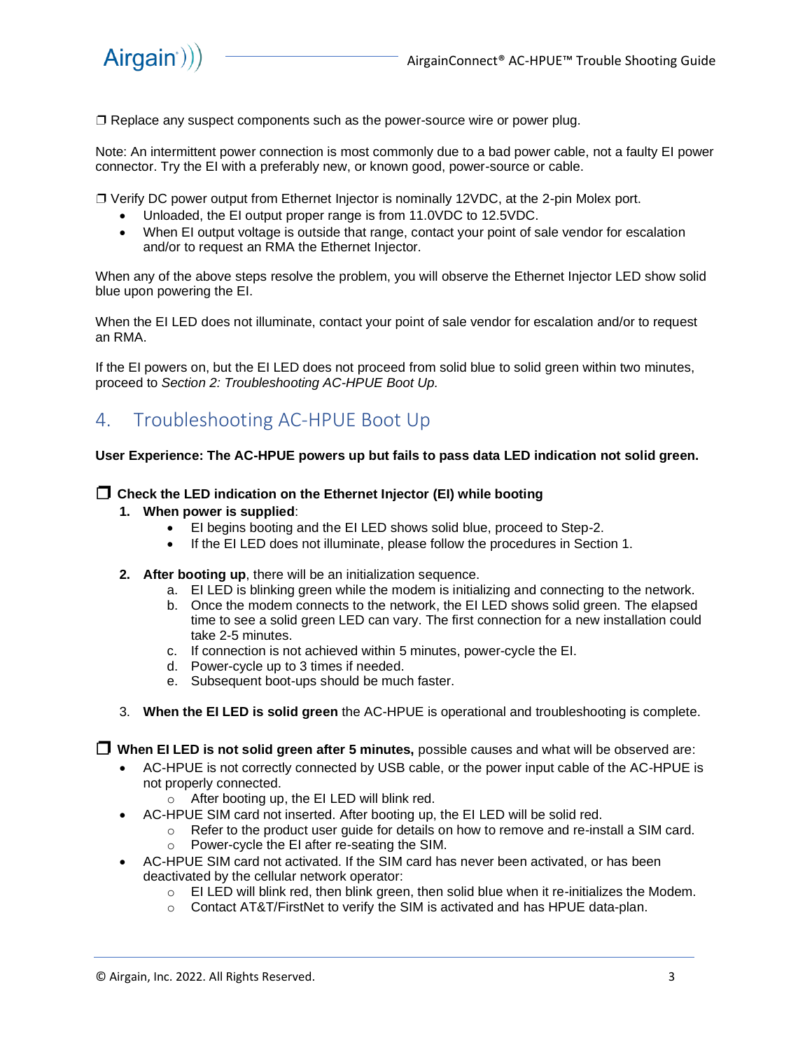❐ Replace any suspect components such as the power-source wire or power plug.

Note: An intermittent power connection is most commonly due to a bad power cable, not a faulty EI power connector. Try the EI with a preferably new, or known good, power-source or cable.

❐ Verify DC power output from Ethernet Injector is nominally 12VDC, at the 2-pin Molex port.

- Unloaded, the EI output proper range is from 11.0VDC to 12.5VDC.
- When EI output voltage is outside that range, contact your point of sale vendor for escalation and/or to request an RMA the Ethernet Injector.

When any of the above steps resolve the problem, you will observe the Ethernet Injector LED show solid blue upon powering the EI.

When the EI LED does not illuminate, contact your point of sale vendor for escalation and/or to request an RMA.

If the EI powers on, but the EI LED does not proceed from solid blue to solid green within two minutes, proceed to *Section 2: Troubleshooting AC-HPUE Boot Up.*

## 4. Troubleshooting AC-HPUE Boot Up

**User Experience: The AC-HPUE powers up but fails to pass data LED indication not solid green.**

❐ **Check the LED indication on the Ethernet Injector (EI) while booting**

1. **When power is supplied**:
   - EI begins booting and the EI LED shows solid blue, proceed to Step-2.
   - If the EI LED does not illuminate, please follow the procedures in Section 1.

2. **After booting up**, there will be an initialization sequence.
   a. EI LED is blinking green while the modem is initializing and connecting to the network.
   b. Once the modem connects to the network, the EI LED shows solid green. The elapsed time to see a solid green LED can vary. The first connection for a new installation could take 2-5 minutes.
   c. If connection is not achieved within 5 minutes, power-cycle the EI.
   d. Power-cycle up to 3 times if needed.
   e. Subsequent boot-ups should be much faster.

3. **When the EI LED is solid green** the AC-HPUE is operational and troubleshooting is complete.

❐ **When EI LED is not solid green after 5 minutes,** possible causes and what will be observed are:

- AC-HPUE is not correctly connected by USB cable, or the power input cable of the AC-HPUE is not properly connected.
  - After booting up, the EI LED will blink red.
- AC-HPUE SIM card not inserted. After booting up, the EI LED will be solid red.
  - Refer to the product user guide for details on how to remove and re-install a SIM card.
  - Power-cycle the EI after re-seating the SIM.
- AC-HPUE SIM card not activated. If the SIM card has never been activated, or has been deactivated by the cellular network operator:
  - EI LED will blink red, then blink green, then solid blue when it re-initializes the Modem.
  - Contact AT&T/FirstNet to verify the SIM is activated and has HPUE data-plan.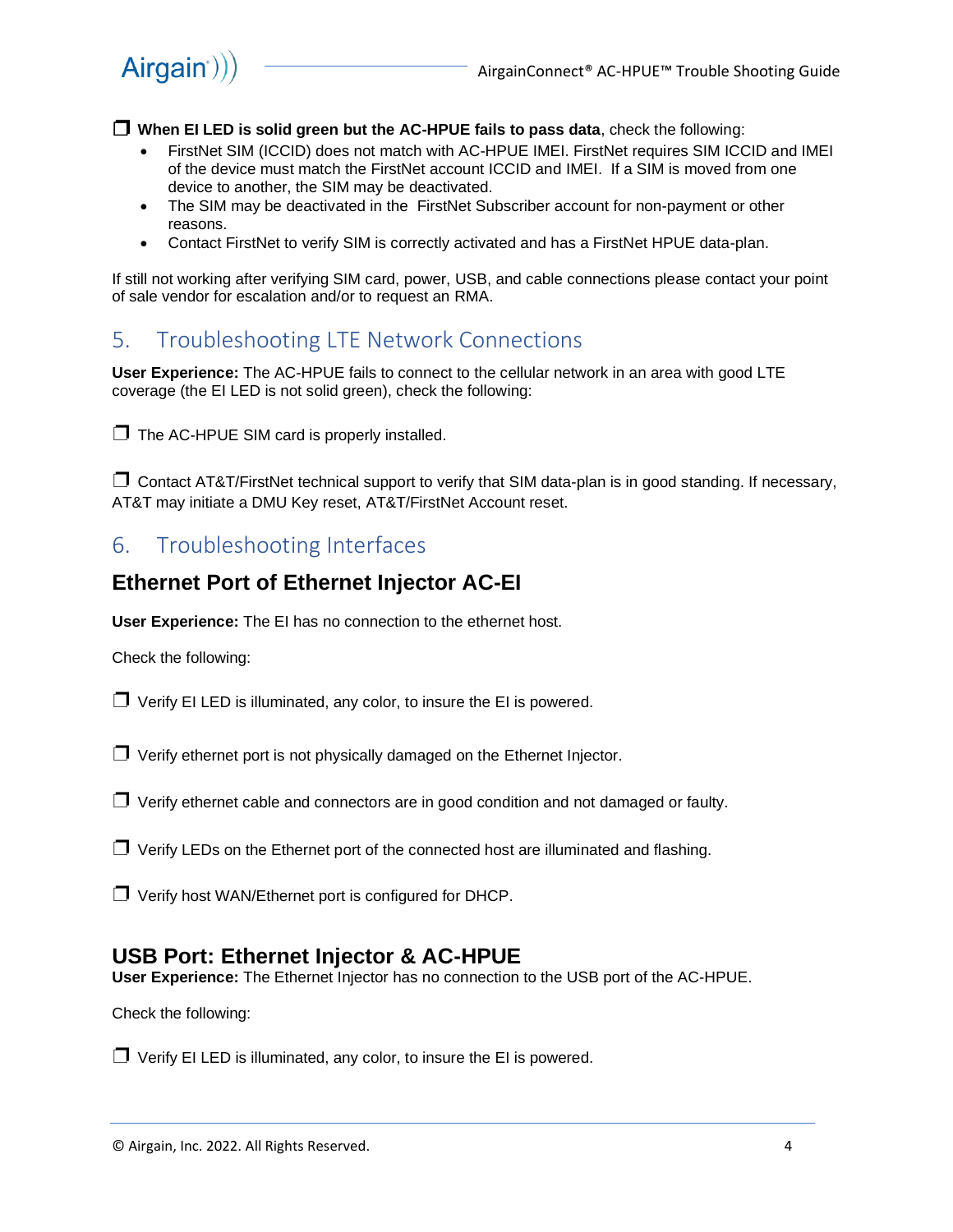❒ **When EI LED is solid green but the AC-HPUE fails to pass data**, check the following:

- FirstNet SIM (ICCID) does not match with AC-HPUE IMEI. FirstNet requires SIM ICCID and IMEI of the device must match the FirstNet account ICCID and IMEI. If a SIM is moved from one device to another, the SIM may be deactivated.
- The SIM may be deactivated in the FirstNet Subscriber account for non-payment or other reasons.
- Contact FirstNet to verify SIM is correctly activated and has a FirstNet HPUE data-plan.

If still not working after verifying SIM card, power, USB, and cable connections please contact your point of sale vendor for escalation and/or to request an RMA.

# 5. Troubleshooting LTE Network Connections

**User Experience:** The AC-HPUE fails to connect to the cellular network in an area with good LTE coverage (the EI LED is not solid green), check the following:

❒ The AC-HPUE SIM card is properly installed.

❒ Contact AT&T/FirstNet technical support to verify that SIM data-plan is in good standing. If necessary, AT&T may initiate a DMU Key reset, AT&T/FirstNet Account reset.

# 6. Troubleshooting Interfaces

## Ethernet Port of Ethernet Injector AC-EI

**User Experience:** The EI has no connection to the ethernet host.

Check the following:

❒ Verify EI LED is illuminated, any color, to insure the EI is powered.

❒ Verify ethernet port is not physically damaged on the Ethernet Injector.

❒ Verify ethernet cable and connectors are in good condition and not damaged or faulty.

❒ Verify LEDs on the Ethernet port of the connected host are illuminated and flashing.

❒ Verify host WAN/Ethernet port is configured for DHCP.

## USB Port: Ethernet Injector & AC-HPUE

**User Experience:** The Ethernet Injector has no connection to the USB port of the AC-HPUE.

Check the following:

❒ Verify EI LED is illuminated, any color, to insure the EI is powered.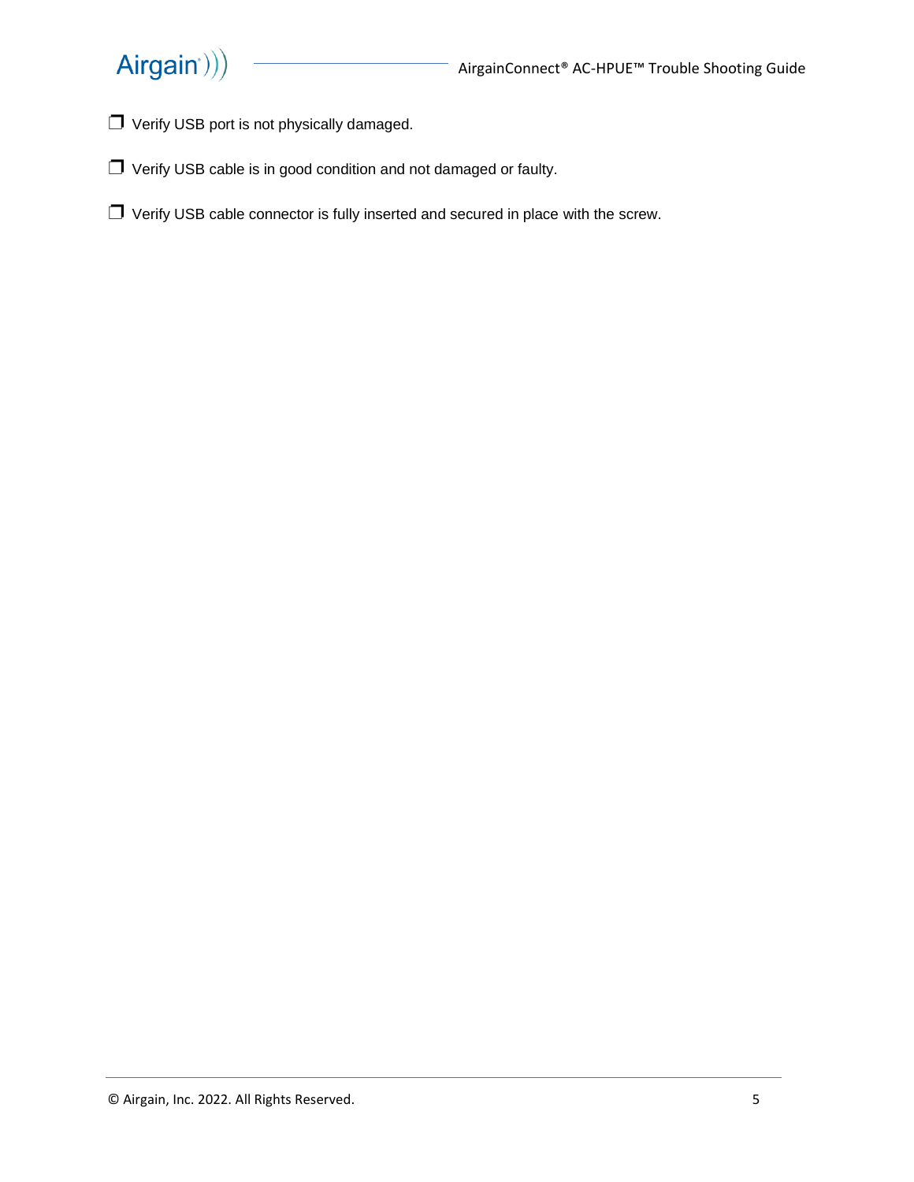- ☐ Verify USB port is not physically damaged.
- ☐ Verify USB cable is in good condition and not damaged or faulty.
- ☐ Verify USB cable connector is fully inserted and secured in place with the screw.